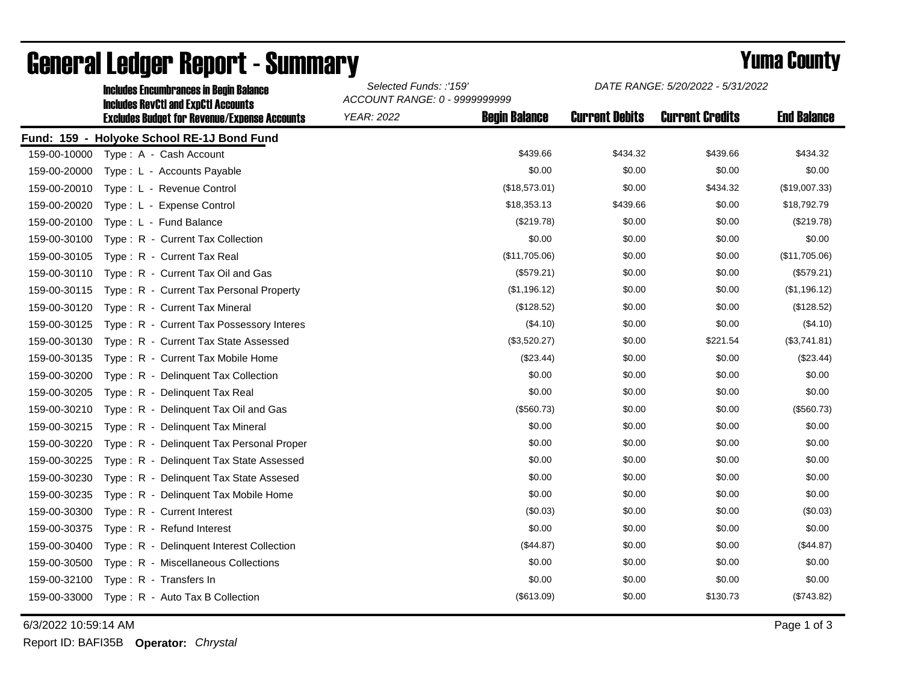# General Ledger Report - Summary

## Yuma County

**Includes Encumbrances in Begin Balance**
**Includes RevCtl and ExpCtl Accounts**
**Excludes Budget for Revenue/Expense Accounts**

*Selected Funds: :'159'*
*ACCOUNT RANGE: 0 - 9999999999*
*YEAR: 2022*

*DATE RANGE: 5/20/2022 - 5/31/2022*

**Fund: 159 - Holyoke School RE-1J Bond Fund**

| Account | Description | Begin Balance | Current Debits | Current Credits | End Balance |
|---|---|---|---|---|---|
| 159-00-10000 | Type : A - Cash Account | $439.66 | $434.32 | $439.66 | $434.32 |
| 159-00-20000 | Type : L - Accounts Payable | $0.00 | $0.00 | $0.00 | $0.00 |
| 159-00-20010 | Type : L - Revenue Control | ($18,573.01) | $0.00 | $434.32 | ($19,007.33) |
| 159-00-20020 | Type : L - Expense Control | $18,353.13 | $439.66 | $0.00 | $18,792.79 |
| 159-00-20100 | Type : L - Fund Balance | ($219.78) | $0.00 | $0.00 | ($219.78) |
| 159-00-30100 | Type : R - Current Tax Collection | $0.00 | $0.00 | $0.00 | $0.00 |
| 159-00-30105 | Type : R - Current Tax Real | ($11,705.06) | $0.00 | $0.00 | ($11,705.06) |
| 159-00-30110 | Type : R - Current Tax Oil and Gas | ($579.21) | $0.00 | $0.00 | ($579.21) |
| 159-00-30115 | Type : R - Current Tax Personal Property | ($1,196.12) | $0.00 | $0.00 | ($1,196.12) |
| 159-00-30120 | Type : R - Current Tax Mineral | ($128.52) | $0.00 | $0.00 | ($128.52) |
| 159-00-30125 | Type : R - Current Tax Possessory Interes | ($4.10) | $0.00 | $0.00 | ($4.10) |
| 159-00-30130 | Type : R - Current Tax State Assessed | ($3,520.27) | $0.00 | $221.54 | ($3,741.81) |
| 159-00-30135 | Type : R - Current Tax Mobile Home | ($23.44) | $0.00 | $0.00 | ($23.44) |
| 159-00-30200 | Type : R - Delinquent Tax Collection | $0.00 | $0.00 | $0.00 | $0.00 |
| 159-00-30205 | Type : R - Delinquent Tax Real | $0.00 | $0.00 | $0.00 | $0.00 |
| 159-00-30210 | Type : R - Delinquent Tax Oil and Gas | ($560.73) | $0.00 | $0.00 | ($560.73) |
| 159-00-30215 | Type : R - Delinquent Tax Mineral | $0.00 | $0.00 | $0.00 | $0.00 |
| 159-00-30220 | Type : R - Delinquent Tax Personal Proper | $0.00 | $0.00 | $0.00 | $0.00 |
| 159-00-30225 | Type : R - Delinquent Tax State Assessed | $0.00 | $0.00 | $0.00 | $0.00 |
| 159-00-30230 | Type : R - Delinquent Tax State Assesed | $0.00 | $0.00 | $0.00 | $0.00 |
| 159-00-30235 | Type : R - Delinquent Tax Mobile Home | $0.00 | $0.00 | $0.00 | $0.00 |
| 159-00-30300 | Type : R - Current Interest | ($0.03) | $0.00 | $0.00 | ($0.03) |
| 159-00-30375 | Type : R - Refund Interest | $0.00 | $0.00 | $0.00 | $0.00 |
| 159-00-30400 | Type : R - Delinquent Interest Collection | ($44.87) | $0.00 | $0.00 | ($44.87) |
| 159-00-30500 | Type : R - Miscellaneous Collections | $0.00 | $0.00 | $0.00 | $0.00 |
| 159-00-32100 | Type : R - Transfers In | $0.00 | $0.00 | $0.00 | $0.00 |
| 159-00-33000 | Type : R - Auto Tax B Collection | ($613.09) | $0.00 | $130.73 | ($743.82) |

6/3/2022 10:59:14 AM

Report ID: BAFI35B **Operator:** *Chrystal*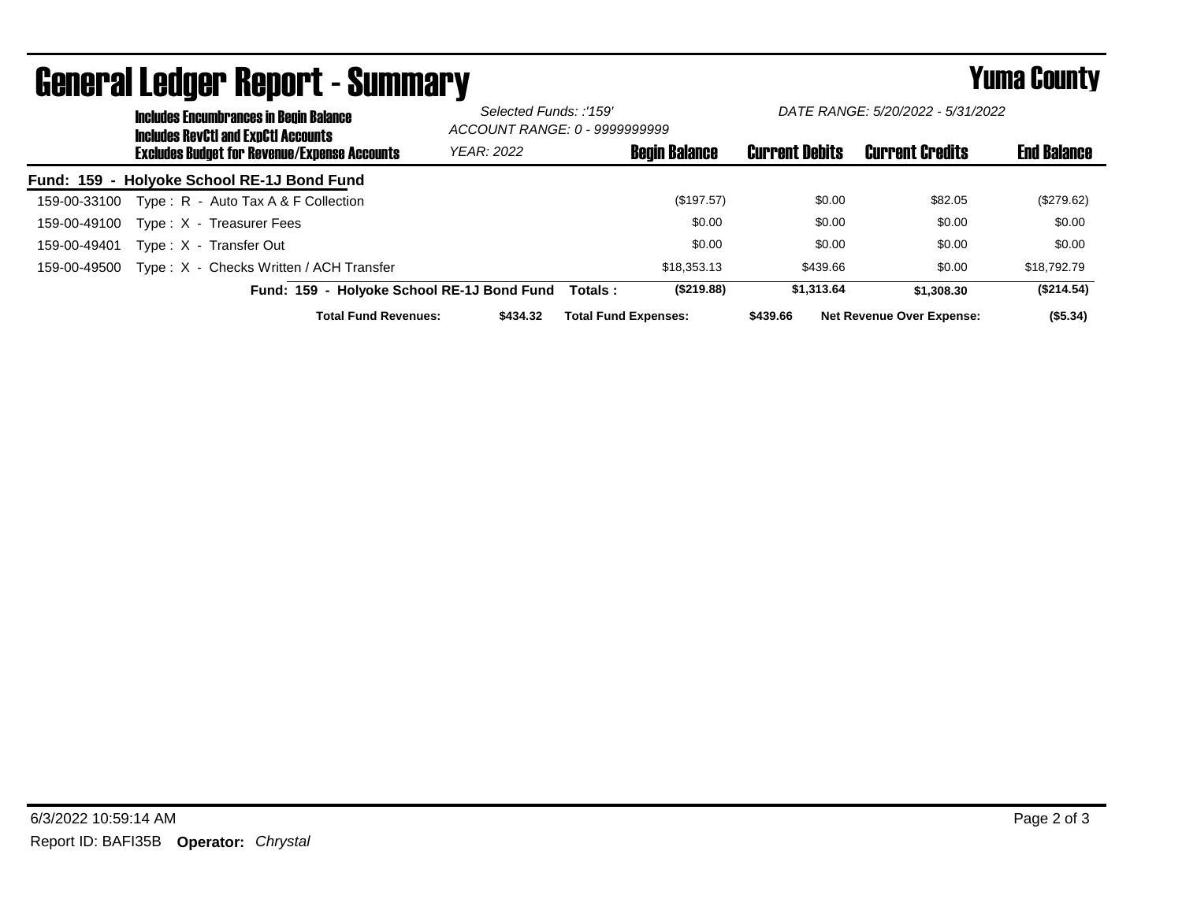# General Ledger Report - Summary

**Yuma County**

**Includes Encumbrances in Begin Balance**
**Includes RevCtl and ExpCtl Accounts**
**Excludes Budget for Revenue/Expense Accounts**

*Selected Funds: :'159'*
*ACCOUNT RANGE: 0 - 9999999999*
*YEAR: 2022*

*DATE RANGE: 5/20/2022 - 5/31/2022*

## Fund: 159 - Holyoke School RE-1J Bond Fund

| Account | Description | Begin Balance | Current Debits | Current Credits | End Balance |
|---|---|---|---|---|---|
| 159-00-33100 | Type : R - Auto Tax A & F Collection | ($197.57) | $0.00 | $82.05 | ($279.62) |
| 159-00-49100 | Type : X - Treasurer Fees | $0.00 | $0.00 | $0.00 | $0.00 |
| 159-00-49401 | Type : X - Transfer Out | $0.00 | $0.00 | $0.00 | $0.00 |
| 159-00-49500 | Type : X - Checks Written / ACH Transfer | $18,353.13 | $439.66 | $0.00 | $18,792.79 |
| | **Fund: 159 - Holyoke School RE-1J Bond Fund Totals :** | **($219.88)** | **$1,313.64** | **$1,308.30** | **($214.54)** |

**Total Fund Revenues:** **$434.32** **Total Fund Expenses:** **$439.66** **Net Revenue Over Expense:** **($5.34)**

6/3/2022 10:59:14 AM

Report ID: BAFI35B **Operator:** *Chrystal*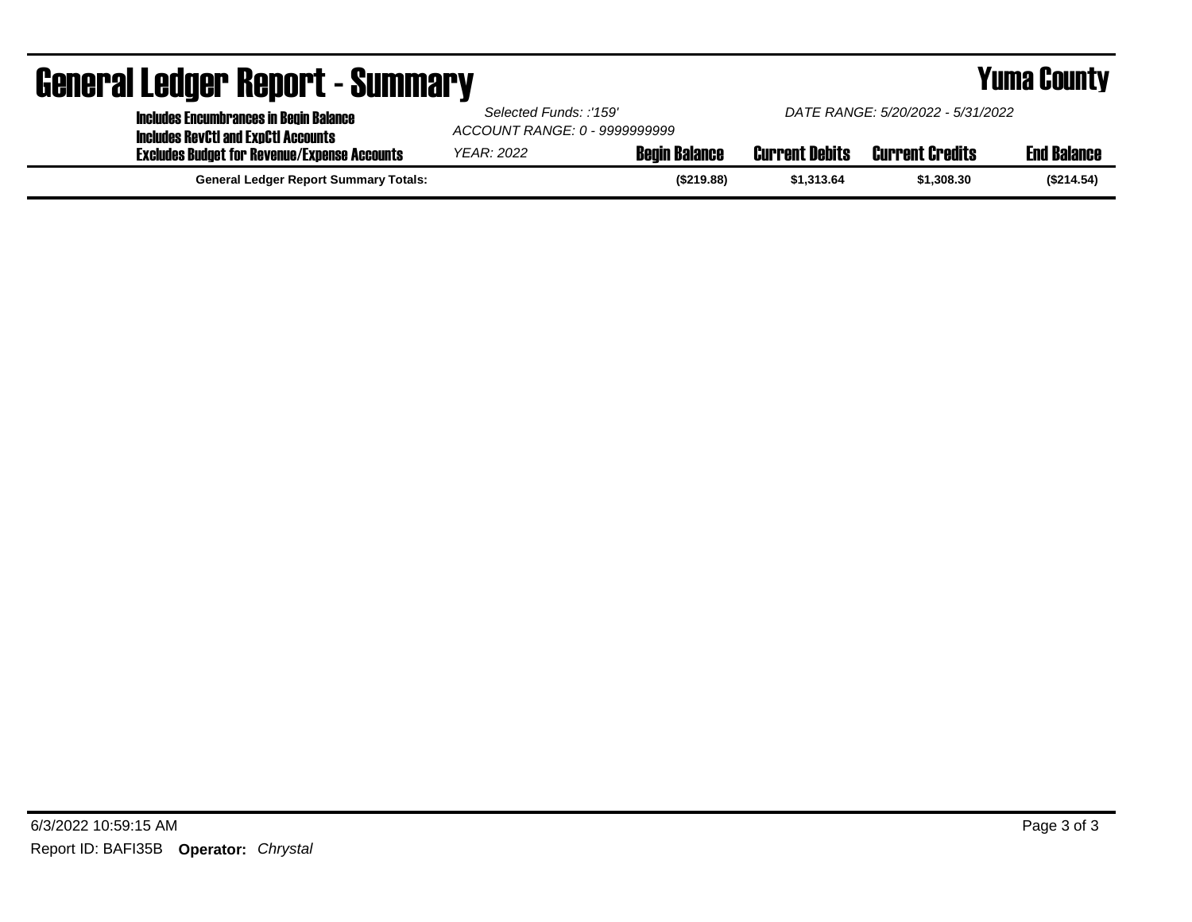# General Ledger Report - Summary

## Yuma County

Includes Encumbrances in Begin Balance
Includes RevCtl and ExpCtl Accounts
Excludes Budget for Revenue/Expense Accounts

*Selected Funds: :'159'*
*ACCOUNT RANGE: 0 - 9999999999*
*YEAR: 2022*

*DATE RANGE: 5/20/2022 - 5/31/2022*

| | Begin Balance | Current Debits | Current Credits | End Balance |
|---|---|---|---|---|
| **General Ledger Report Summary Totals:** | **($219.88)** | **$1,313.64** | **$1,308.30** | **($214.54)** |

6/3/2022 10:59:15 AM

Report ID: BAFI35B **Operator:** *Chrystal*